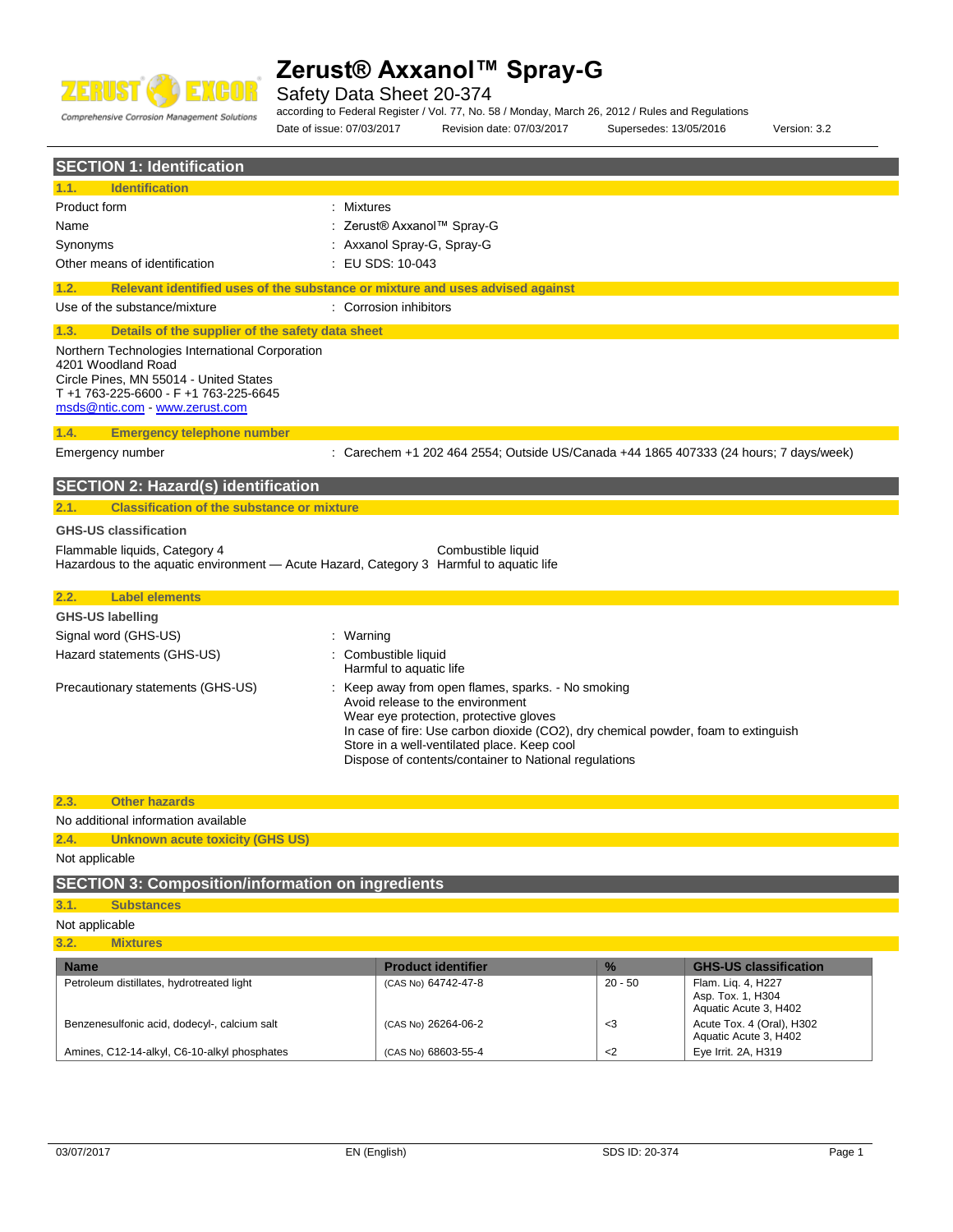# Zerust® Axxanol™ Spray-G

Safety Data Sheet 20-374

according to Federal Register / Vol. 77, No. 58 / Monday, March 26, 2012 / Rules and Regulations

Date of issue: 07/03/2017 Revision date: 07/03/2017 Supersedes: 13/05/2016 Version: 3.2

## SECTION 1: Identification

### 1.1. Identification

| | |
|---|---|
| Product form | : Mixtures |
| Name | : Zerust® Axxanol™ Spray-G |
| Synonyms | : Axxanol Spray-G, Spray-G |
| Other means of identification | : EU SDS: 10-043 |

### 1.2. Relevant identified uses of the substance or mixture and uses advised against

| | |
|---|---|
| Use of the substance/mixture | : Corrosion inhibitors |

### 1.3. Details of the supplier of the safety data sheet

Northern Technologies International Corporation
4201 Woodland Road
Circle Pines, MN 55014 - United States
T +1 763-225-6600 - F +1 763-225-6645
msds@ntic.com - www.zerust.com

### 1.4. Emergency telephone number

| | |
|---|---|
| Emergency number | : Carechem +1 202 464 2554; Outside US/Canada +44 1865 407333 (24 hours; 7 days/week) |

## SECTION 2: Hazard(s) identification

### 2.1. Classification of the substance or mixture

**GHS-US classification**

| | |
|---|---|
| Flammable liquids, Category 4 | Combustible liquid |
| Hazardous to the aquatic environment — Acute Hazard, Category 3 | Harmful to aquatic life |

### 2.2. Label elements

**GHS-US labelling**

Signal word (GHS-US) : Warning

Hazard statements (GHS-US) : Combustible liquid
Harmful to aquatic life

Precautionary statements (GHS-US) : Keep away from open flames, sparks. - No smoking
Avoid release to the environment
Wear eye protection, protective gloves
In case of fire: Use carbon dioxide (CO2), dry chemical powder, foam to extinguish
Store in a well-ventilated place. Keep cool
Dispose of contents/container to National regulations

### 2.3. Other hazards

No additional information available

### 2.4. Unknown acute toxicity (GHS US)

Not applicable

## SECTION 3: Composition/information on ingredients

### 3.1. Substances

Not applicable

### 3.2. Mixtures

| Name | Product identifier | % | GHS-US classification |
|---|---|---|---|
| Petroleum distillates, hydrotreated light | (CAS No) 64742-47-8 | 20 - 50 | Flam. Liq. 4, H227<br>Asp. Tox. 1, H304<br>Aquatic Acute 3, H402 |
| Benzenesulfonic acid, dodecyl-, calcium salt | (CAS No) 26264-06-2 | <3 | Acute Tox. 4 (Oral), H302<br>Aquatic Acute 3, H402 |
| Amines, C12-14-alkyl, C6-10-alkyl phosphates | (CAS No) 68603-55-4 | <2 | Eye Irrit. 2A, H319 |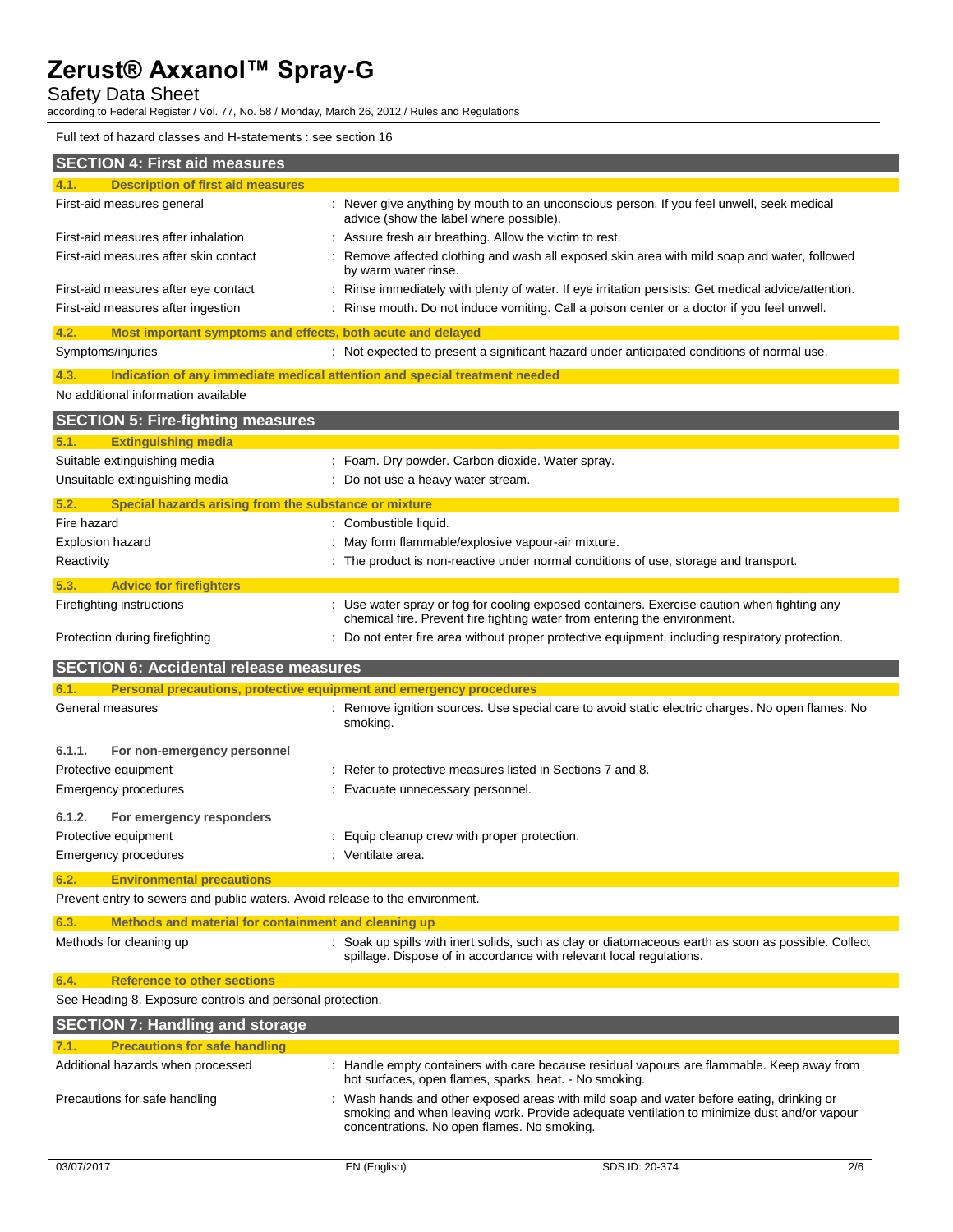Full text of hazard classes and H-statements : see section 16

## SECTION 4: First aid measures

### 4.1. Description of first aid measures

| | |
|---|---|
| First-aid measures general | : Never give anything by mouth to an unconscious person. If you feel unwell, seek medical advice (show the label where possible). |
| First-aid measures after inhalation | : Assure fresh air breathing. Allow the victim to rest. |
| First-aid measures after skin contact | : Remove affected clothing and wash all exposed skin area with mild soap and water, followed by warm water rinse. |
| First-aid measures after eye contact | : Rinse immediately with plenty of water. If eye irritation persists: Get medical advice/attention. |
| First-aid measures after ingestion | : Rinse mouth. Do not induce vomiting. Call a poison center or a doctor if you feel unwell. |

### 4.2. Most important symptoms and effects, both acute and delayed

| | |
|---|---|
| Symptoms/injuries | : Not expected to present a significant hazard under anticipated conditions of normal use. |

### 4.3. Indication of any immediate medical attention and special treatment needed

No additional information available

## SECTION 5: Fire-fighting measures

### 5.1. Extinguishing media

| | |
|---|---|
| Suitable extinguishing media | : Foam. Dry powder. Carbon dioxide. Water spray. |
| Unsuitable extinguishing media | : Do not use a heavy water stream. |

### 5.2. Special hazards arising from the substance or mixture

| | |
|---|---|
| Fire hazard | : Combustible liquid. |
| Explosion hazard | : May form flammable/explosive vapour-air mixture. |
| Reactivity | : The product is non-reactive under normal conditions of use, storage and transport. |

### 5.3. Advice for firefighters

| | |
|---|---|
| Firefighting instructions | : Use water spray or fog for cooling exposed containers. Exercise caution when fighting any chemical fire. Prevent fire fighting water from entering the environment. |
| Protection during firefighting | : Do not enter fire area without proper protective equipment, including respiratory protection. |

## SECTION 6: Accidental release measures

### 6.1. Personal precautions, protective equipment and emergency procedures

| | |
|---|---|
| General measures | : Remove ignition sources. Use special care to avoid static electric charges. No open flames. No smoking. |

#### 6.1.1. For non-emergency personnel

| | |
|---|---|
| Protective equipment | : Refer to protective measures listed in Sections 7 and 8. |
| Emergency procedures | : Evacuate unnecessary personnel. |

#### 6.1.2. For emergency responders

| | |
|---|---|
| Protective equipment | : Equip cleanup crew with proper protection. |
| Emergency procedures | : Ventilate area. |

### 6.2. Environmental precautions

Prevent entry to sewers and public waters. Avoid release to the environment.

### 6.3. Methods and material for containment and cleaning up

| | |
|---|---|
| Methods for cleaning up | : Soak up spills with inert solids, such as clay or diatomaceous earth as soon as possible. Collect spillage. Dispose of in accordance with relevant local regulations. |

### 6.4. Reference to other sections

See Heading 8. Exposure controls and personal protection.

## SECTION 7: Handling and storage

### 7.1. Precautions for safe handling

| | |
|---|---|
| Additional hazards when processed | : Handle empty containers with care because residual vapours are flammable. Keep away from hot surfaces, open flames, sparks, heat. - No smoking. |
| Precautions for safe handling | : Wash hands and other exposed areas with mild soap and water before eating, drinking or smoking and when leaving work. Provide adequate ventilation to minimize dust and/or vapour concentrations. No open flames. No smoking. |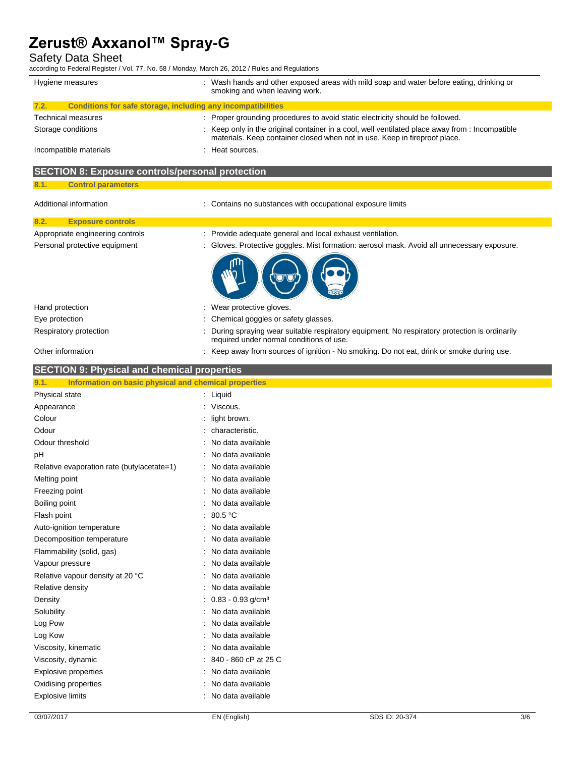| | |
|---|---|
| Hygiene measures | : Wash hands and other exposed areas with mild soap and water before eating, drinking or smoking and when leaving work. |

### 7.2. Conditions for safe storage, including any incompatibilities

| | |
|---|---|
| Technical measures | : Proper grounding procedures to avoid static electricity should be followed. |
| Storage conditions | : Keep only in the original container in a cool, well ventilated place away from : Incompatible materials. Keep container closed when not in use. Keep in fireproof place. |
| Incompatible materials | : Heat sources. |

## SECTION 8: Exposure controls/personal protection

### 8.1. Control parameters

| | |
|---|---|
| Additional information | : Contains no substances with occupational exposure limits |

### 8.2. Exposure controls

| | |
|---|---|
| Appropriate engineering controls | : Provide adequate general and local exhaust ventilation. |
| Personal protective equipment | : Gloves. Protective goggles. Mist formation: aerosol mask. Avoid all unnecessary exposure. |
| Hand protection | : Wear protective gloves. |
| Eye protection | : Chemical goggles or safety glasses. |
| Respiratory protection | : During spraying wear suitable respiratory equipment. No respiratory protection is ordinarily required under normal conditions of use. |
| Other information | : Keep away from sources of ignition - No smoking. Do not eat, drink or smoke during use. |

## SECTION 9: Physical and chemical properties

### 9.1. Information on basic physical and chemical properties

| | |
|---|---|
| Physical state | : Liquid |
| Appearance | : Viscous. |
| Colour | : light brown. |
| Odour | : characteristic. |
| Odour threshold | : No data available |
| pH | : No data available |
| Relative evaporation rate (butylacetate=1) | : No data available |
| Melting point | : No data available |
| Freezing point | : No data available |
| Boiling point | : No data available |
| Flash point | : 80.5 °C |
| Auto-ignition temperature | : No data available |
| Decomposition temperature | : No data available |
| Flammability (solid, gas) | : No data available |
| Vapour pressure | : No data available |
| Relative vapour density at 20 °C | : No data available |
| Relative density | : No data available |
| Density | : 0.83 - 0.93 g/cm³ |
| Solubility | : No data available |
| Log Pow | : No data available |
| Log Kow | : No data available |
| Viscosity, kinematic | : No data available |
| Viscosity, dynamic | : 840 - 860 cP at 25 C |
| Explosive properties | : No data available |
| Oxidising properties | : No data available |
| Explosive limits | : No data available |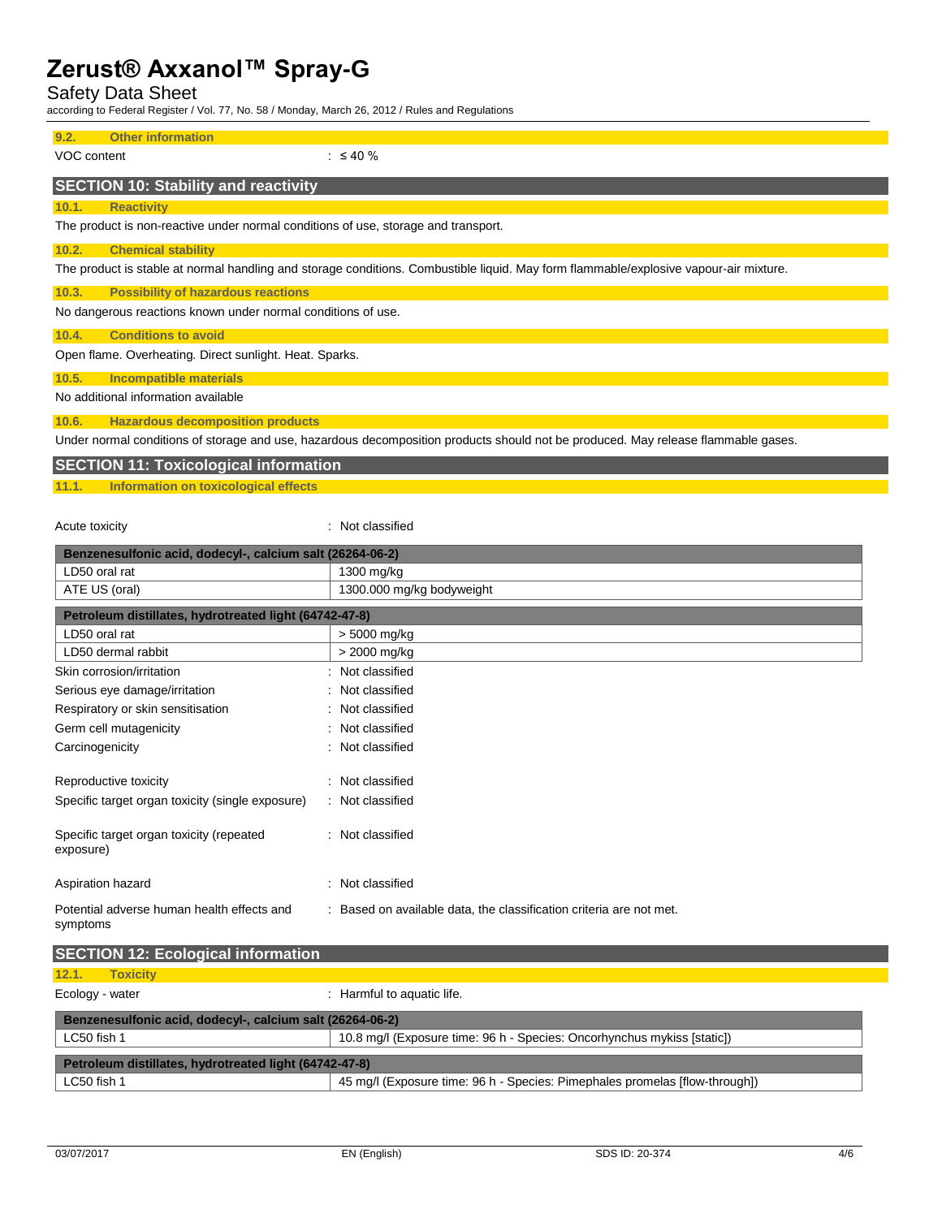### 9.2. Other information

VOC content : ≤ 40 %

## SECTION 10: Stability and reactivity

### 10.1. Reactivity

The product is non-reactive under normal conditions of use, storage and transport.

### 10.2. Chemical stability

The product is stable at normal handling and storage conditions. Combustible liquid. May form flammable/explosive vapour-air mixture.

### 10.3. Possibility of hazardous reactions

No dangerous reactions known under normal conditions of use.

### 10.4. Conditions to avoid

Open flame. Overheating. Direct sunlight. Heat. Sparks.

### 10.5. Incompatible materials

No additional information available

### 10.6. Hazardous decomposition products

Under normal conditions of storage and use, hazardous decomposition products should not be produced. May release flammable gases.

## SECTION 11: Toxicological information

### 11.1. Information on toxicological effects

Acute toxicity : Not classified

| Benzenesulfonic acid, dodecyl-, calcium salt (26264-06-2) | |
|---|---|
| LD50 oral rat | 1300 mg/kg |
| ATE US (oral) | 1300.000 mg/kg bodyweight |

| Petroleum distillates, hydrotreated light (64742-47-8) | |
|---|---|
| LD50 oral rat | > 5000 mg/kg |
| LD50 dermal rabbit | > 2000 mg/kg |

Skin corrosion/irritation : Not classified

Serious eye damage/irritation : Not classified

Respiratory or skin sensitisation : Not classified

Germ cell mutagenicity : Not classified

Carcinogenicity : Not classified

Reproductive toxicity : Not classified

Specific target organ toxicity (single exposure) : Not classified

Specific target organ toxicity (repeated exposure) : Not classified

Aspiration hazard : Not classified

Potential adverse human health effects and symptoms : Based on available data, the classification criteria are not met.

## SECTION 12: Ecological information

### 12.1. Toxicity

Ecology - water : Harmful to aquatic life.

| Benzenesulfonic acid, dodecyl-, calcium salt (26264-06-2) | |
|---|---|
| LC50 fish 1 | 10.8 mg/l (Exposure time: 96 h - Species: Oncorhynchus mykiss [static]) |

| Petroleum distillates, hydrotreated light (64742-47-8) | |
|---|---|
| LC50 fish 1 | 45 mg/l (Exposure time: 96 h - Species: Pimephales promelas [flow-through]) |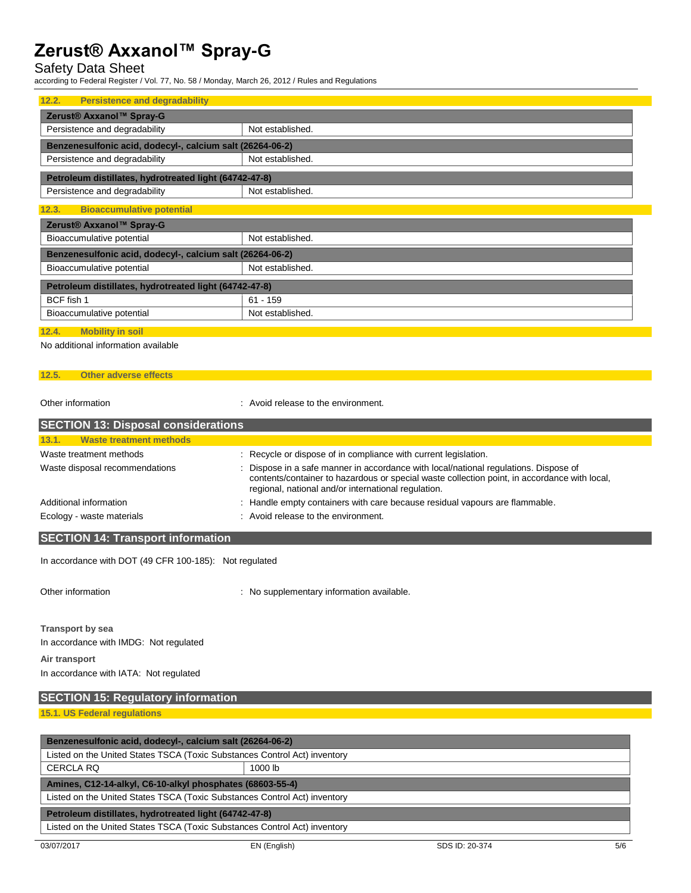### 12.2. Persistence and degradability

| Zerust® Axxanol™ Spray-G | |
|---|---|
| Persistence and degradability | Not established. |

| Benzenesulfonic acid, dodecyl-, calcium salt (26264-06-2) | |
|---|---|
| Persistence and degradability | Not established. |

| Petroleum distillates, hydrotreated light (64742-47-8) | |
|---|---|
| Persistence and degradability | Not established. |

### 12.3. Bioaccumulative potential

| Zerust® Axxanol™ Spray-G | |
|---|---|
| Bioaccumulative potential | Not established. |

| Benzenesulfonic acid, dodecyl-, calcium salt (26264-06-2) | |
|---|---|
| Bioaccumulative potential | Not established. |

| Petroleum distillates, hydrotreated light (64742-47-8) | |
|---|---|
| BCF fish 1 | 61 - 159 |
| Bioaccumulative potential | Not established. |

### 12.4. Mobility in soil

No additional information available

### 12.5. Other adverse effects

Other information : Avoid release to the environment.

## SECTION 13: Disposal considerations

### 13.1. Waste treatment methods

Waste treatment methods : Recycle or dispose of in compliance with current legislation.

Waste disposal recommendations : Dispose in a safe manner in accordance with local/national regulations. Dispose of contents/container to hazardous or special waste collection point, in accordance with local, regional, national and/or international regulation.

Additional information : Handle empty containers with care because residual vapours are flammable.

Ecology - waste materials : Avoid release to the environment.

## SECTION 14: Transport information

In accordance with DOT (49 CFR 100-185): Not regulated

Other information : No supplementary information available.

**Transport by sea**

In accordance with IMDG: Not regulated

**Air transport**

In accordance with IATA: Not regulated

## SECTION 15: Regulatory information

### 15.1. US Federal regulations

| Benzenesulfonic acid, dodecyl-, calcium salt (26264-06-2) | |
|---|---|
| Listed on the United States TSCA (Toxic Substances Control Act) inventory | |
| CERCLA RQ | 1000 lb |

| Amines, C12-14-alkyl, C6-10-alkyl phosphates (68603-55-4) |
|---|
| Listed on the United States TSCA (Toxic Substances Control Act) inventory |

| Petroleum distillates, hydrotreated light (64742-47-8) |
|---|
| Listed on the United States TSCA (Toxic Substances Control Act) inventory |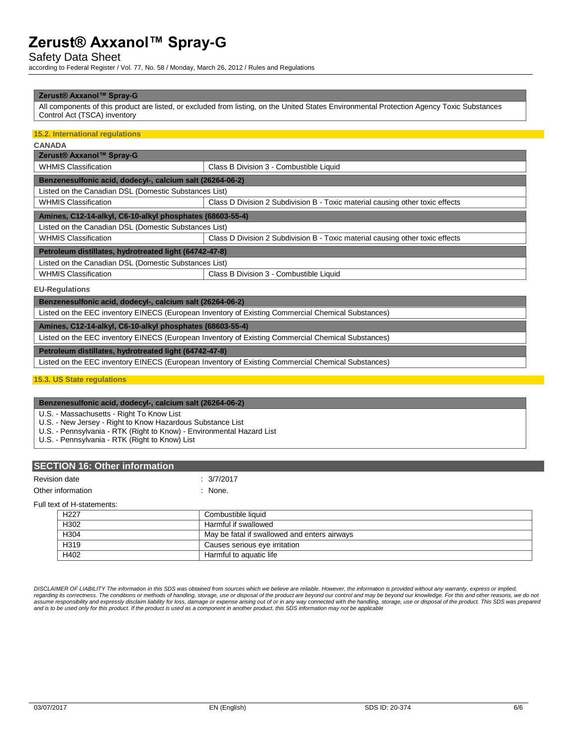| Zerust® Axxanol™ Spray-G |
|---|
| All components of this product are listed, or excluded from listing, on the United States Environmental Protection Agency Toxic Substances Control Act (TSCA) inventory |

### 15.2. International regulations

**CANADA**

| Zerust® Axxanol™ Spray-G | |
|---|---|
| WHMIS Classification | Class B Division 3 - Combustible Liquid |

| Benzenesulfonic acid, dodecyl-, calcium salt (26264-06-2) | |
|---|---|
| Listed on the Canadian DSL (Domestic Substances List) | |
| WHMIS Classification | Class D Division 2 Subdivision B - Toxic material causing other toxic effects |

| Amines, C12-14-alkyl, C6-10-alkyl phosphates (68603-55-4) | |
|---|---|
| Listed on the Canadian DSL (Domestic Substances List) | |
| WHMIS Classification | Class D Division 2 Subdivision B - Toxic material causing other toxic effects |

| Petroleum distillates, hydrotreated light (64742-47-8) | |
|---|---|
| Listed on the Canadian DSL (Domestic Substances List) | |
| WHMIS Classification | Class B Division 3 - Combustible Liquid |

**EU-Regulations**

| Benzenesulfonic acid, dodecyl-, calcium salt (26264-06-2) |
|---|
| Listed on the EEC inventory EINECS (European Inventory of Existing Commercial Chemical Substances) |

| Amines, C12-14-alkyl, C6-10-alkyl phosphates (68603-55-4) |
|---|
| Listed on the EEC inventory EINECS (European Inventory of Existing Commercial Chemical Substances) |

| Petroleum distillates, hydrotreated light (64742-47-8) |
|---|
| Listed on the EEC inventory EINECS (European Inventory of Existing Commercial Chemical Substances) |

### 15.3. US State regulations

| Benzenesulfonic acid, dodecyl-, calcium salt (26264-06-2) |
|---|
| U.S. - Massachusetts - Right To Know List<br>U.S. - New Jersey - Right to Know Hazardous Substance List<br>U.S. - Pennsylvania - RTK (Right to Know) - Environmental Hazard List<br>U.S. - Pennsylvania - RTK (Right to Know) List |

## SECTION 16: Other information

Revision date : 3/7/2017

Other information : None.

Full text of H-statements:

| | |
|---|---|
| H227 | Combustible liquid |
| H302 | Harmful if swallowed |
| H304 | May be fatal if swallowed and enters airways |
| H319 | Causes serious eye irritation |
| H402 | Harmful to aquatic life |

*DISCLAIMER OF LIABILITY The information in this SDS was obtained from sources which we believe are reliable. However, the information is provided without any warranty, express or implied, regarding its correctness. The conditions or methods of handling, storage, use or disposal of the product are beyond our control and may be beyond our knowledge. For this and other reasons, we do not assume responsibility and expressly disclaim liability for loss, damage or expense arising out of or in any way connected with the handling, storage, use or disposal of the product. This SDS was prepared and is to be used only for this product. If the product is used as a component in another product, this SDS information may not be applicable*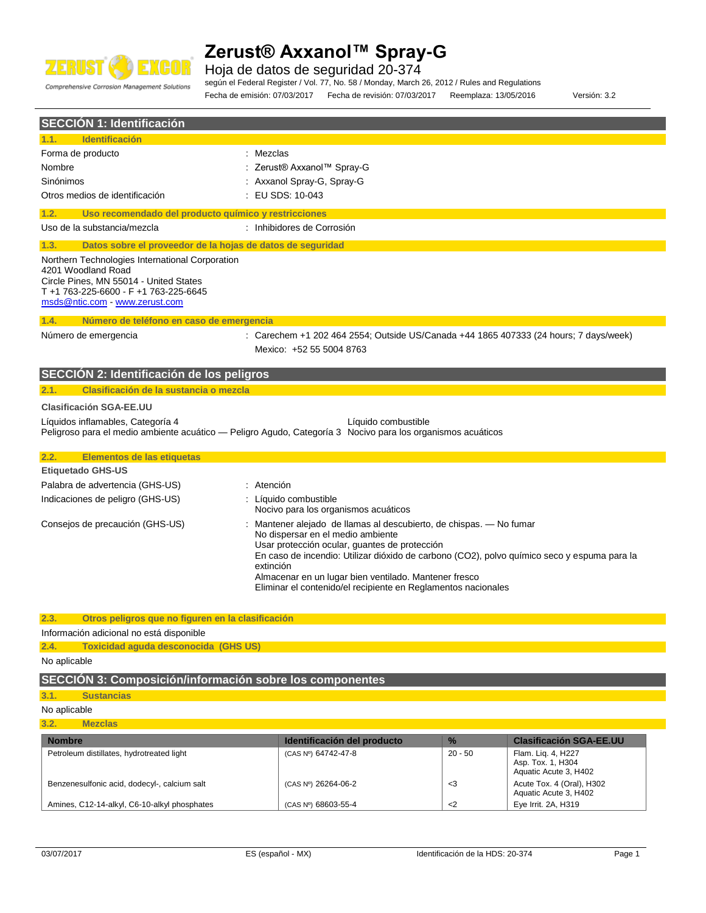# Zerust® Axxanol™ Spray-G

Hoja de datos de seguridad 20-374

según el Federal Register / Vol. 77, No. 58 / Monday, March 26, 2012 / Rules and Regulations

Fecha de emisión: 07/03/2017 Fecha de revisión: 07/03/2017 Reemplaza: 13/05/2016 Versión: 3.2

## SECCIÓN 1: Identificación

### 1.1. Identificación

| | |
|---|---|
| Forma de producto | : Mezclas |
| Nombre | : Zerust® Axxanol™ Spray-G |
| Sinónimos | : Axxanol Spray-G, Spray-G |
| Otros medios de identificación | : EU SDS: 10-043 |

### 1.2. Uso recomendado del producto químico y restricciones

| | |
|---|---|
| Uso de la substancia/mezcla | : Inhibidores de Corrosión |

### 1.3. Datos sobre el proveedor de la hojas de datos de seguridad

Northern Technologies International Corporation
4201 Woodland Road
Circle Pines, MN 55014 - United States
T +1 763-225-6600 - F +1 763-225-6645
msds@ntic.com - www.zerust.com

### 1.4. Número de teléfono en caso de emergencia

| | |
|---|---|
| Número de emergencia | : Carechem +1 202 464 2554; Outside US/Canada +44 1865 407333 (24 hours; 7 days/week) Mexico: +52 55 5004 8763 |

## SECCIÓN 2: Identificación de los peligros

### 2.1. Clasificación de la sustancia o mezcla

**Clasificación SGA-EE.UU**

| | |
|---|---|
| Líquidos inflamables, Categoría 4 | Líquido combustible |
| Peligroso para el medio ambiente acuático — Peligro Agudo, Categoría 3 | Nocivo para los organismos acuáticos |

### 2.2. Elementos de las etiquetas

**Etiquetado GHS-US**

| | |
|---|---|
| Palabra de advertencia (GHS-US) | : Atención |
| Indicaciones de peligro (GHS-US) | : Líquido combustible<br>Nocivo para los organismos acuáticos |
| Consejos de precaución (GHS-US) | : Mantener alejado de llamas al descubierto, de chispas. — No fumar<br>No dispersar en el medio ambiente<br>Usar protección ocular, guantes de protección<br>En caso de incendio: Utilizar dióxido de carbono (CO2), polvo químico seco y espuma para la extinción<br>Almacenar en un lugar bien ventilado. Mantener fresco<br>Eliminar el contenido/el recipiente en Reglamentos nacionales |

### 2.3. Otros peligros que no figuren en la clasificación

Información adicional no está disponible

### 2.4. Toxicidad aguda desconocida (GHS US)

No aplicable

## SECCIÓN 3: Composición/información sobre los componentes

### 3.1. Sustancias

No aplicable

### 3.2. Mezclas

| Nombre | Identificación del producto | % | Clasificación SGA-EE.UU |
|---|---|---|---|
| Petroleum distillates, hydrotreated light | (CAS Nº) 64742-47-8 | 20 - 50 | Flam. Liq. 4, H227<br>Asp. Tox. 1, H304<br>Aquatic Acute 3, H402 |
| Benzenesulfonic acid, dodecyl-, calcium salt | (CAS Nº) 26264-06-2 | <3 | Acute Tox. 4 (Oral), H302<br>Aquatic Acute 3, H402 |
| Amines, C12-14-alkyl, C6-10-alkyl phosphates | (CAS Nº) 68603-55-4 | <2 | Eye Irrit. 2A, H319 |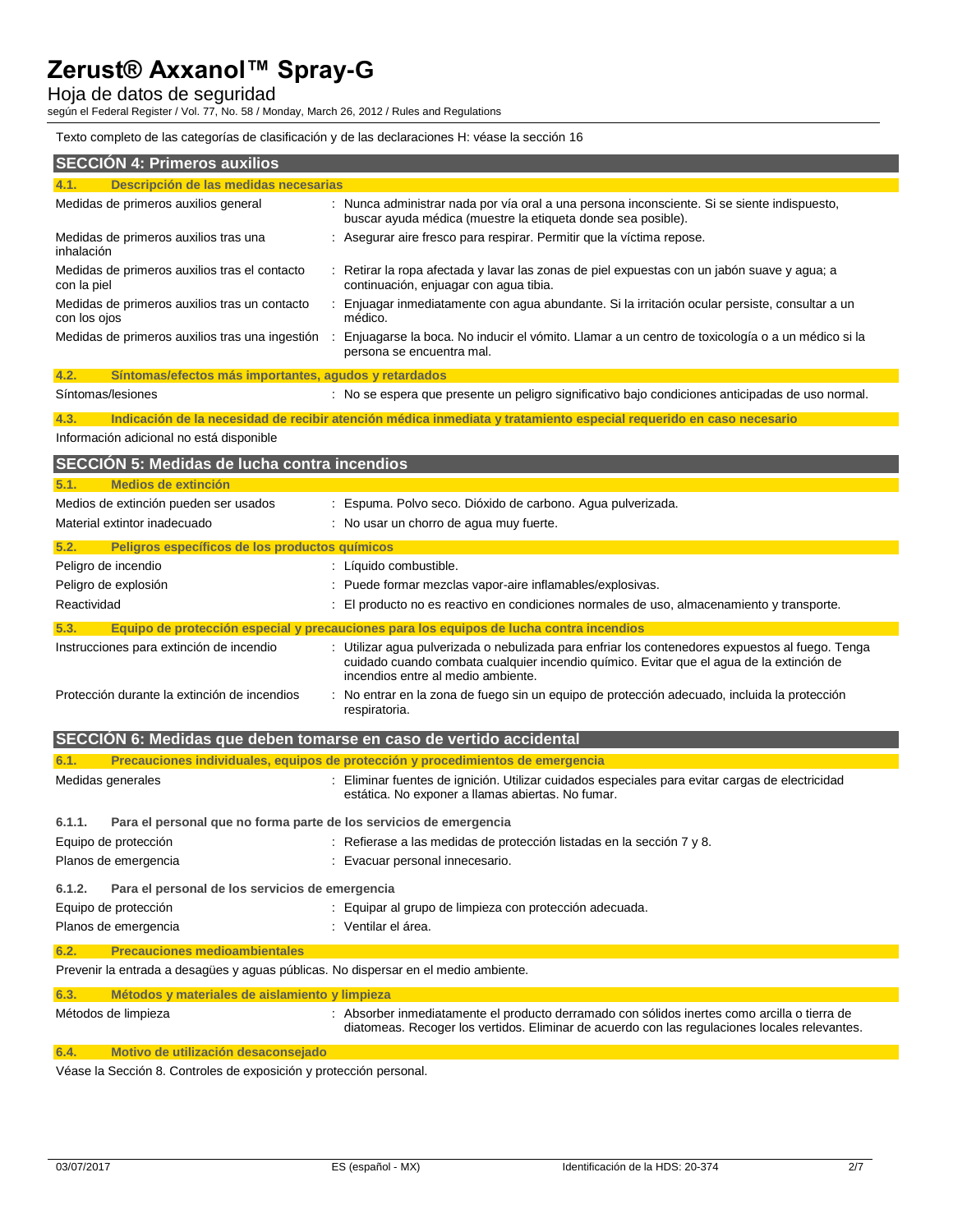Texto completo de las categorías de clasificación y de las declaraciones H: véase la sección 16

## SECCIÓN 4: Primeros auxilios

### 4.1. Descripción de las medidas necesarias

| | |
|---|---|
| Medidas de primeros auxilios general | : Nunca administrar nada por vía oral a una persona inconsciente. Si se siente indispuesto, buscar ayuda médica (muestre la etiqueta donde sea posible). |
| Medidas de primeros auxilios tras una inhalación | : Asegurar aire fresco para respirar. Permitir que la víctima repose. |
| Medidas de primeros auxilios tras el contacto con la piel | : Retirar la ropa afectada y lavar las zonas de piel expuestas con un jabón suave y agua; a continuación, enjuagar con agua tibia. |
| Medidas de primeros auxilios tras un contacto con los ojos | : Enjuagar inmediatamente con agua abundante. Si la irritación ocular persiste, consultar a un médico. |
| Medidas de primeros auxilios tras una ingestión | : Enjuagarse la boca. No inducir el vómito. Llamar a un centro de toxicología o a un médico si la persona se encuentra mal. |

### 4.2. Síntomas/efectos más importantes, agudos y retardados

| | |
|---|---|
| Síntomas/lesiones | : No se espera que presente un peligro significativo bajo condiciones anticipadas de uso normal. |

### 4.3. Indicación de la necesidad de recibir atención médica inmediata y tratamiento especial requerido en caso necesario

Información adicional no está disponible

## SECCIÓN 5: Medidas de lucha contra incendios

### 5.1. Medios de extinción

| | |
|---|---|
| Medios de extinción pueden ser usados | : Espuma. Polvo seco. Dióxido de carbono. Agua pulverizada. |
| Material extintor inadecuado | : No usar un chorro de agua muy fuerte. |

### 5.2. Peligros específicos de los productos químicos

| | |
|---|---|
| Peligro de incendio | : Líquido combustible. |
| Peligro de explosión | : Puede formar mezclas vapor-aire inflamables/explosivas. |
| Reactividad | : El producto no es reactivo en condiciones normales de uso, almacenamiento y transporte. |

### 5.3. Equipo de protección especial y precauciones para los equipos de lucha contra incendios

| | |
|---|---|
| Instrucciones para extinción de incendio | : Utilizar agua pulverizada o nebulizada para enfriar los contenedores expuestos al fuego. Tenga cuidado cuando combata cualquier incendio químico. Evitar que el agua de la extinción de incendios entre al medio ambiente. |
| Protección durante la extinción de incendios | : No entrar en la zona de fuego sin un equipo de protección adecuado, incluida la protección respiratoria. |

## SECCIÓN 6: Medidas que deben tomarse en caso de vertido accidental

### 6.1. Precauciones individuales, equipos de protección y procedimientos de emergencia

| | |
|---|---|
| Medidas generales | : Eliminar fuentes de ignición. Utilizar cuidados especiales para evitar cargas de electricidad estática. No exponer a llamas abiertas. No fumar. |

#### 6.1.1. Para el personal que no forma parte de los servicios de emergencia

| | |
|---|---|
| Equipo de protección | : Refierase a las medidas de protección listadas en la sección 7 y 8. |
| Planos de emergencia | : Evacuar personal innecesario. |

#### 6.1.2. Para el personal de los servicios de emergencia

| | |
|---|---|
| Equipo de protección | : Equipar al grupo de limpieza con protección adecuada. |
| Planos de emergencia | : Ventilar el área. |

### 6.2. Precauciones medioambientales

Prevenir la entrada a desagües y aguas públicas. No dispersar en el medio ambiente.

### 6.3. Métodos y materiales de aislamiento y limpieza

| | |
|---|---|
| Métodos de limpieza | : Absorber inmediatamente el producto derramado con sólidos inertes como arcilla o tierra de diatomeas. Recoger los vertidos. Eliminar de acuerdo con las regulaciones locales relevantes. |

### 6.4. Motivo de utilización desaconsejado

Véase la Sección 8. Controles de exposición y protección personal.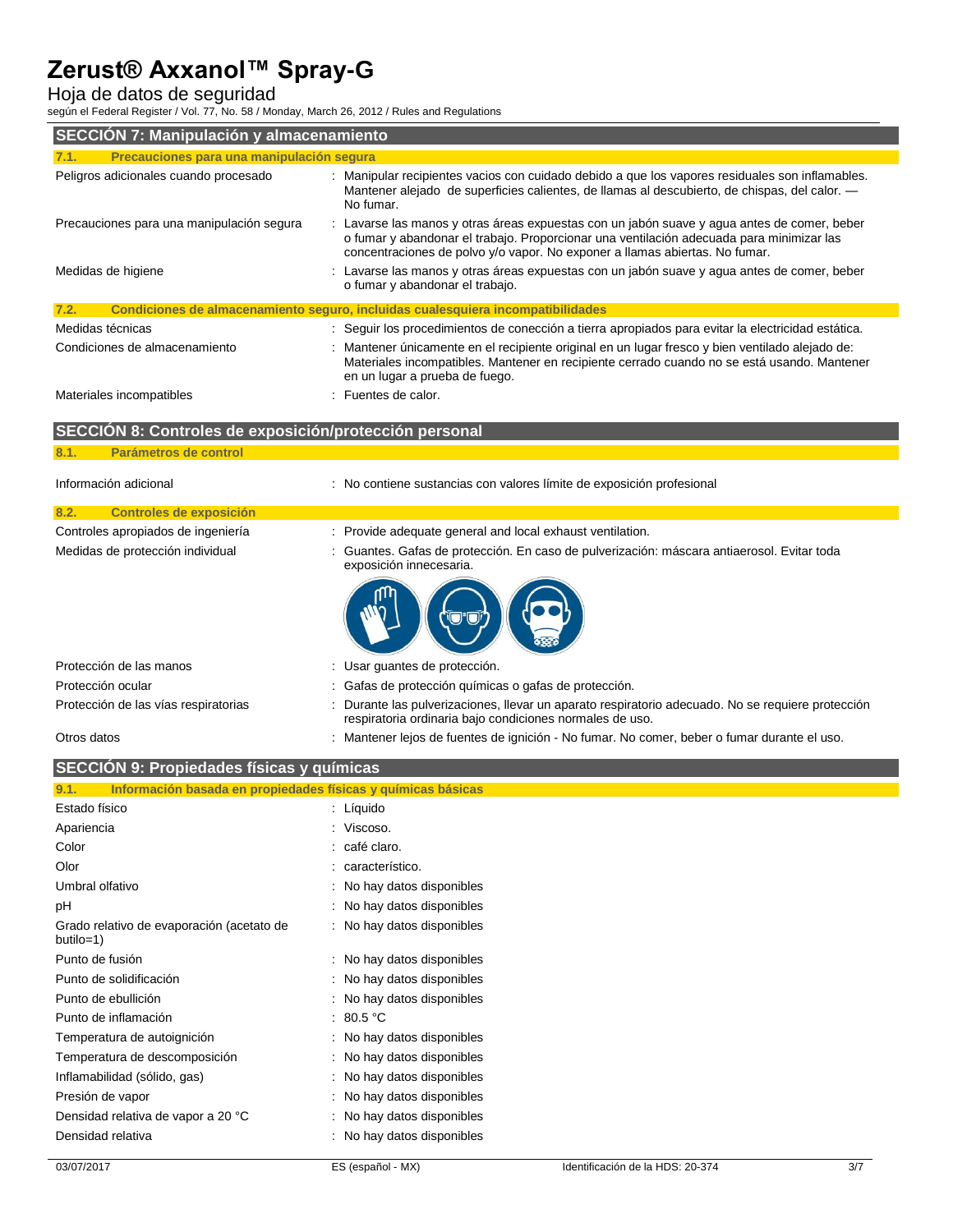## SECCIÓN 7: Manipulación y almacenamiento

### 7.1. Precauciones para una manipulación segura

| | |
|---|---|
| Peligros adicionales cuando procesado | : Manipular recipientes vacíos con cuidado debido a que los vapores residuales son inflamables. Mantener alejado de superficies calientes, de llamas al descubierto, de chispas, del calor. — No fumar. |
| Precauciones para una manipulación segura | : Lavarse las manos y otras áreas expuestas con un jabón suave y agua antes de comer, beber o fumar y abandonar el trabajo. Proporcionar una ventilación adecuada para minimizar las concentraciones de polvo y/o vapor. No exponer a llamas abiertas. No fumar. |
| Medidas de higiene | : Lavarse las manos y otras áreas expuestas con un jabón suave y agua antes de comer, beber o fumar y abandonar el trabajo. |

### 7.2. Condiciones de almacenamiento seguro, incluidas cualesquiera incompatibilidades

| | |
|---|---|
| Medidas técnicas | : Seguir los procedimientos de conección a tierra apropiados para evitar la electricidad estática. |
| Condiciones de almacenamiento | : Mantener únicamente en el recipiente original en un lugar fresco y bien ventilado alejado de: Materiales incompatibles. Mantener en recipiente cerrado cuando no se está usando. Mantener en un lugar a prueba de fuego. |
| Materiales incompatibles | : Fuentes de calor. |

## SECCIÓN 8: Controles de exposición/protección personal

### 8.1. Parámetros de control

| | |
|---|---|
| Información adicional | : No contiene sustancias con valores límite de exposición profesional |

### 8.2. Controles de exposición

| | |
|---|---|
| Controles apropiados de ingeniería | : Provide adequate general and local exhaust ventilation. |
| Medidas de protección individual | : Guantes. Gafas de protección. En caso de pulverización: máscara antiaerosol. Evitar toda exposición innecesaria. |
| Protección de las manos | : Usar guantes de protección. |
| Protección ocular | : Gafas de protección químicas o gafas de protección. |
| Protección de las vías respiratorias | : Durante las pulverizaciones, llevar un aparato respiratorio adecuado. No se requiere protección respiratoria ordinaria bajo condiciones normales de uso. |
| Otros datos | : Mantener lejos de fuentes de ignición - No fumar. No comer, beber o fumar durante el uso. |

## SECCIÓN 9: Propiedades físicas y químicas

### 9.1. Información basada en propiedades físicas y químicas básicas

| | |
|---|---|
| Estado físico | : Líquido |
| Apariencia | : Viscoso. |
| Color | : café claro. |
| Olor | : característico. |
| Umbral olfativo | : No hay datos disponibles |
| pH | : No hay datos disponibles |
| Grado relativo de evaporación (acetato de butilo=1) | : No hay datos disponibles |
| Punto de fusión | : No hay datos disponibles |
| Punto de solidificación | : No hay datos disponibles |
| Punto de ebullición | : No hay datos disponibles |
| Punto de inflamación | : 80.5 °C |
| Temperatura de autoignición | : No hay datos disponibles |
| Temperatura de descomposición | : No hay datos disponibles |
| Inflamabilidad (sólido, gas) | : No hay datos disponibles |
| Presión de vapor | : No hay datos disponibles |
| Densidad relativa de vapor a 20 °C | : No hay datos disponibles |
| Densidad relativa | : No hay datos disponibles |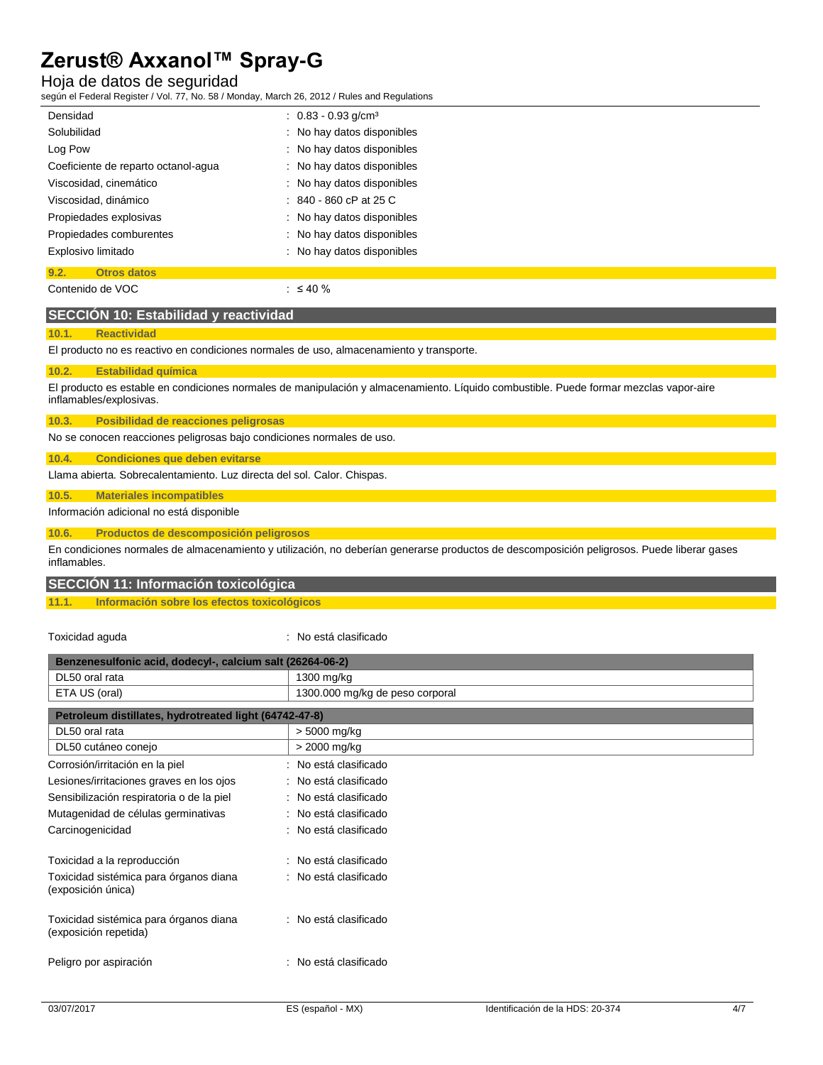| | |
|---|---|
| Densidad | : 0.83 - 0.93 g/cm³ |
| Solubilidad | : No hay datos disponibles |
| Log Pow | : No hay datos disponibles |
| Coeficiente de reparto octanol-agua | : No hay datos disponibles |
| Viscosidad, cinemático | : No hay datos disponibles |
| Viscosidad, dinámico | : 840 - 860 cP at 25 C |
| Propiedades explosivas | : No hay datos disponibles |
| Propiedades comburentes | : No hay datos disponibles |
| Explosivo limitado | : No hay datos disponibles |

### 9.2. Otros datos

Contenido de VOC : ≤ 40 %

## SECCIÓN 10: Estabilidad y reactividad

### 10.1. Reactividad

El producto no es reactivo en condiciones normales de uso, almacenamiento y transporte.

### 10.2. Estabilidad química

El producto es estable en condiciones normales de manipulación y almacenamiento. Líquido combustible. Puede formar mezclas vapor-aire inflamables/explosivas.

### 10.3. Posibilidad de reacciones peligrosas

No se conocen reacciones peligrosas bajo condiciones normales de uso.

### 10.4. Condiciones que deben evitarse

Llama abierta. Sobrecalentamiento. Luz directa del sol. Calor. Chispas.

### 10.5. Materiales incompatibles

Información adicional no está disponible

### 10.6. Productos de descomposición peligrosos

En condiciones normales de almacenamiento y utilización, no deberían generarse productos de descomposición peligrosos. Puede liberar gases inflamables.

## SECCIÓN 11: Información toxicológica

### 11.1. Información sobre los efectos toxicológicos

Toxicidad aguda : No está clasificado

| Benzenesulfonic acid, dodecyl-, calcium salt (26264-06-2) | |
|---|---|
| DL50 oral rata | 1300 mg/kg |
| ETA US (oral) | 1300.000 mg/kg de peso corporal |

| Petroleum distillates, hydrotreated light (64742-47-8) | |
|---|---|
| DL50 oral rata | > 5000 mg/kg |
| DL50 cutáneo conejo | > 2000 mg/kg |

| | |
|---|---|
| Corrosión/irritación en la piel | : No está clasificado |
| Lesiones/irritaciones graves en los ojos | : No está clasificado |
| Sensibilización respiratoria o de la piel | : No está clasificado |
| Mutagenidad de células germinativas | : No está clasificado |
| Carcinogenicidad | : No está clasificado |
| Toxicidad a la reproducción | : No está clasificado |
| Toxicidad sistémica para órganos diana (exposición única) | : No está clasificado |
| Toxicidad sistémica para órganos diana (exposición repetida) | : No está clasificado |
| Peligro por aspiración | : No está clasificado |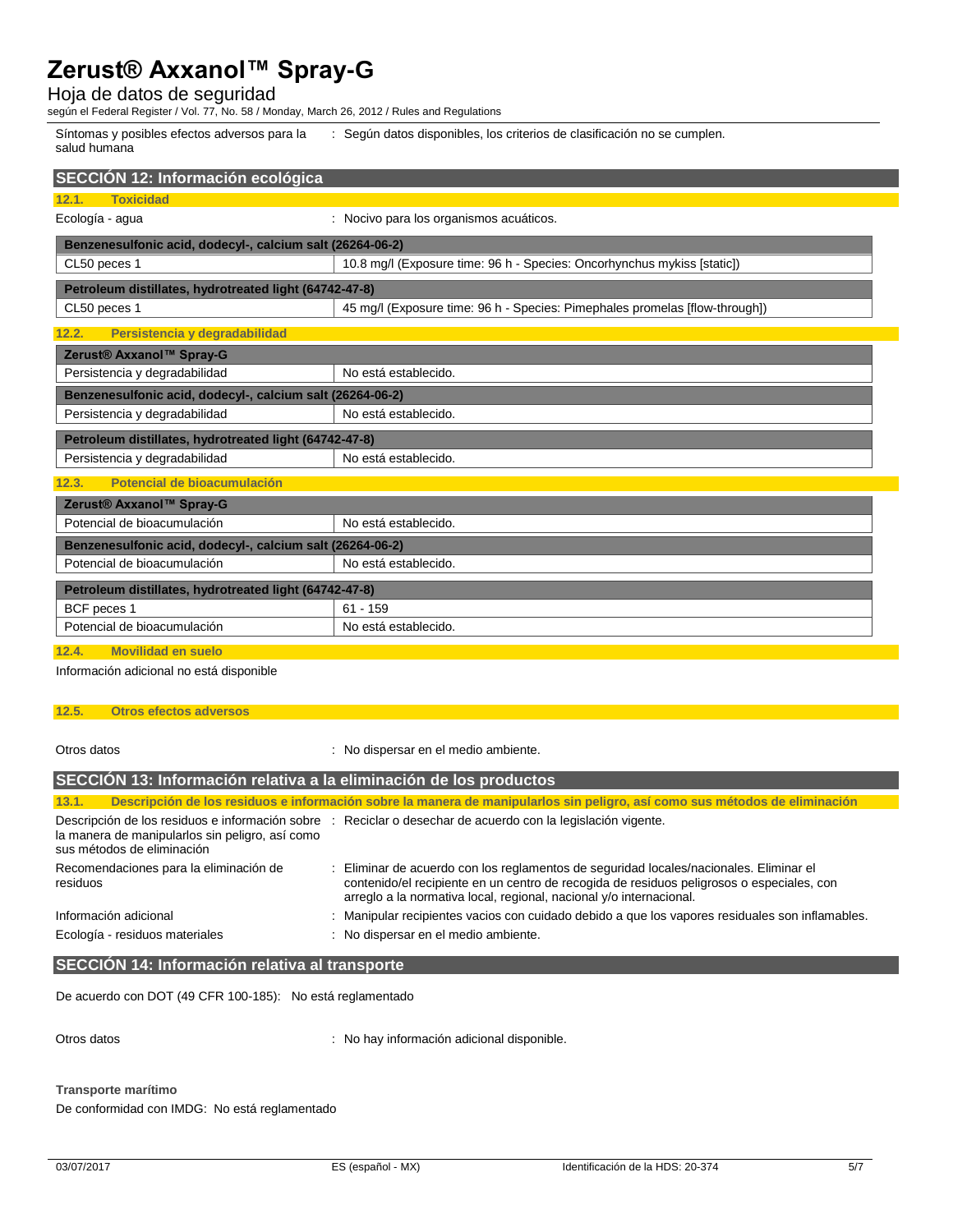Síntomas y posibles efectos adversos para la salud humana : Según datos disponibles, los criterios de clasificación no se cumplen.

## SECCIÓN 12: Información ecológica

### 12.1. Toxicidad

Ecología - agua : Nocivo para los organismos acuáticos.

| Benzenesulfonic acid, dodecyl-, calcium salt (26264-06-2) | |
|---|---|
| CL50 peces 1 | 10.8 mg/l (Exposure time: 96 h - Species: Oncorhynchus mykiss [static]) |

| Petroleum distillates, hydrotreated light (64742-47-8) | |
|---|---|
| CL50 peces 1 | 45 mg/l (Exposure time: 96 h - Species: Pimephales promelas [flow-through]) |

### 12.2. Persistencia y degradabilidad

| Zerust® Axxanol™ Spray-G | |
|---|---|
| Persistencia y degradabilidad | No está establecido. |

| Benzenesulfonic acid, dodecyl-, calcium salt (26264-06-2) | |
|---|---|
| Persistencia y degradabilidad | No está establecido. |

| Petroleum distillates, hydrotreated light (64742-47-8) | |
|---|---|
| Persistencia y degradabilidad | No está establecido. |

### 12.3. Potencial de bioacumulación

| Zerust® Axxanol™ Spray-G | |
|---|---|
| Potencial de bioacumulación | No está establecido. |

| Benzenesulfonic acid, dodecyl-, calcium salt (26264-06-2) | |
|---|---|
| Potencial de bioacumulación | No está establecido. |

| Petroleum distillates, hydrotreated light (64742-47-8) | |
|---|---|
| BCF peces 1 | 61 - 159 |
| Potencial de bioacumulación | No está establecido. |

### 12.4. Movilidad en suelo

Información adicional no está disponible

### 12.5. Otros efectos adversos

Otros datos : No dispersar en el medio ambiente.

## SECCIÓN 13: Información relativa a la eliminación de los productos

### 13.1. Descripción de los residuos e información sobre la manera de manipularlos sin peligro, así como sus métodos de eliminación

Descripción de los residuos e información sobre la manera de manipularlos sin peligro, así como sus métodos de eliminación : Reciclar o desechar de acuerdo con la legislación vigente.

Recomendaciones para la eliminación de residuos : Eliminar de acuerdo con los reglamentos de seguridad locales/nacionales. Eliminar el contenido/el recipiente en un centro de recogida de residuos peligrosos o especiales, con arreglo a la normativa local, regional, nacional y/o internacional.

Información adicional : Manipular recipientes vacios con cuidado debido a que los vapores residuales son inflamables.

Ecología - residuos materiales : No dispersar en el medio ambiente.

## SECCIÓN 14: Información relativa al transporte

De acuerdo con DOT (49 CFR 100-185): No está reglamentado

Otros datos : No hay información adicional disponible.

**Transporte marítimo**

De conformidad con IMDG: No está reglamentado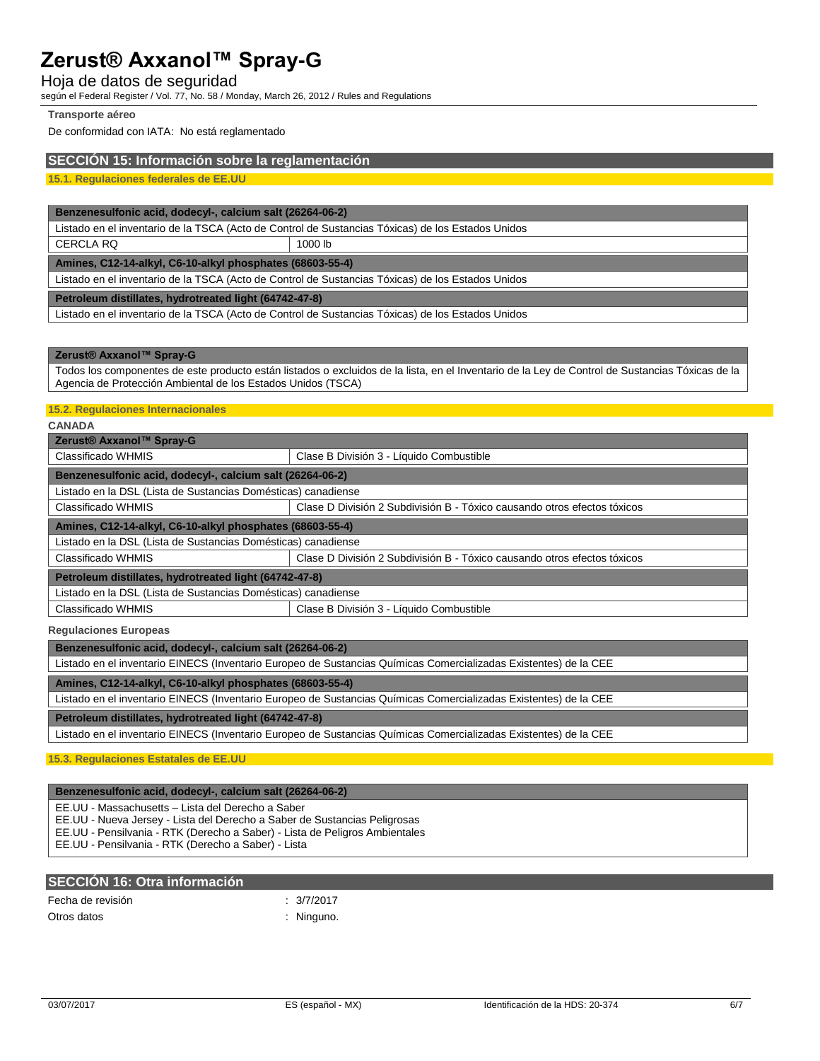**Transporte aéreo**

De conformidad con IATA: No está reglamentado

## SECCIÓN 15: Información sobre la reglamentación

### 15.1. Regulaciones federales de EE.UU

| **Benzenesulfonic acid, dodecyl-, calcium salt (26264-06-2)** | |
|---|---|
| Listado en el inventario de la TSCA (Acto de Control de Sustancias Tóxicas) de los Estados Unidos | |
| CERCLA RQ | 1000 lb |
| **Amines, C12-14-alkyl, C6-10-alkyl phosphates (68603-55-4)** | |
| Listado en el inventario de la TSCA (Acto de Control de Sustancias Tóxicas) de los Estados Unidos | |
| **Petroleum distillates, hydrotreated light (64742-47-8)** | |
| Listado en el inventario de la TSCA (Acto de Control de Sustancias Tóxicas) de los Estados Unidos | |

| **Zerust® Axxanol™ Spray-G** |
|---|
| Todos los componentes de este producto están listados o excluidos de la lista, en el Inventario de la Ley de Control de Sustancias Tóxicas de la Agencia de Protección Ambiental de los Estados Unidos (TSCA) |

### 15.2. Regulaciones Internacionales

**CANADA**

| **Zerust® Axxanol™ Spray-G** | |
|---|---|
| Classificado WHMIS | Clase B División 3 - Líquido Combustible |
| **Benzenesulfonic acid, dodecyl-, calcium salt (26264-06-2)** | |
| Listado en la DSL (Lista de Sustancias Domésticas) canadiense | |
| Classificado WHMIS | Clase D División 2 Subdivisión B - Tóxico causando otros efectos tóxicos |
| **Amines, C12-14-alkyl, C6-10-alkyl phosphates (68603-55-4)** | |
| Listado en la DSL (Lista de Sustancias Domésticas) canadiense | |
| Classificado WHMIS | Clase D División 2 Subdivisión B - Tóxico causando otros efectos tóxicos |
| **Petroleum distillates, hydrotreated light (64742-47-8)** | |
| Listado en la DSL (Lista de Sustancias Domésticas) canadiense | |
| Classificado WHMIS | Clase B División 3 - Líquido Combustible |

**Regulaciones Europeas**

| **Benzenesulfonic acid, dodecyl-, calcium salt (26264-06-2)** |
|---|
| Listado en el inventario EINECS (Inventario Europeo de Sustancias Químicas Comercializadas Existentes) de la CEE |
| **Amines, C12-14-alkyl, C6-10-alkyl phosphates (68603-55-4)** |
| Listado en el inventario EINECS (Inventario Europeo de Sustancias Químicas Comercializadas Existentes) de la CEE |
| **Petroleum distillates, hydrotreated light (64742-47-8)** |
| Listado en el inventario EINECS (Inventario Europeo de Sustancias Químicas Comercializadas Existentes) de la CEE |

### 15.3. Regulaciones Estatales de EE.UU

| **Benzenesulfonic acid, dodecyl-, calcium salt (26264-06-2)** |
|---|
| EE.UU - Massachusetts – Lista del Derecho a Saber<br>EE.UU - Nueva Jersey - Lista del Derecho a Saber de Sustancias Peligrosas<br>EE.UU - Pensilvania - RTK (Derecho a Saber) - Lista de Peligros Ambientales<br>EE.UU - Pensilvania - RTK (Derecho a Saber) - Lista |

## SECCIÓN 16: Otra información

Fecha de revisión : 3/7/2017

Otros datos : Ninguno.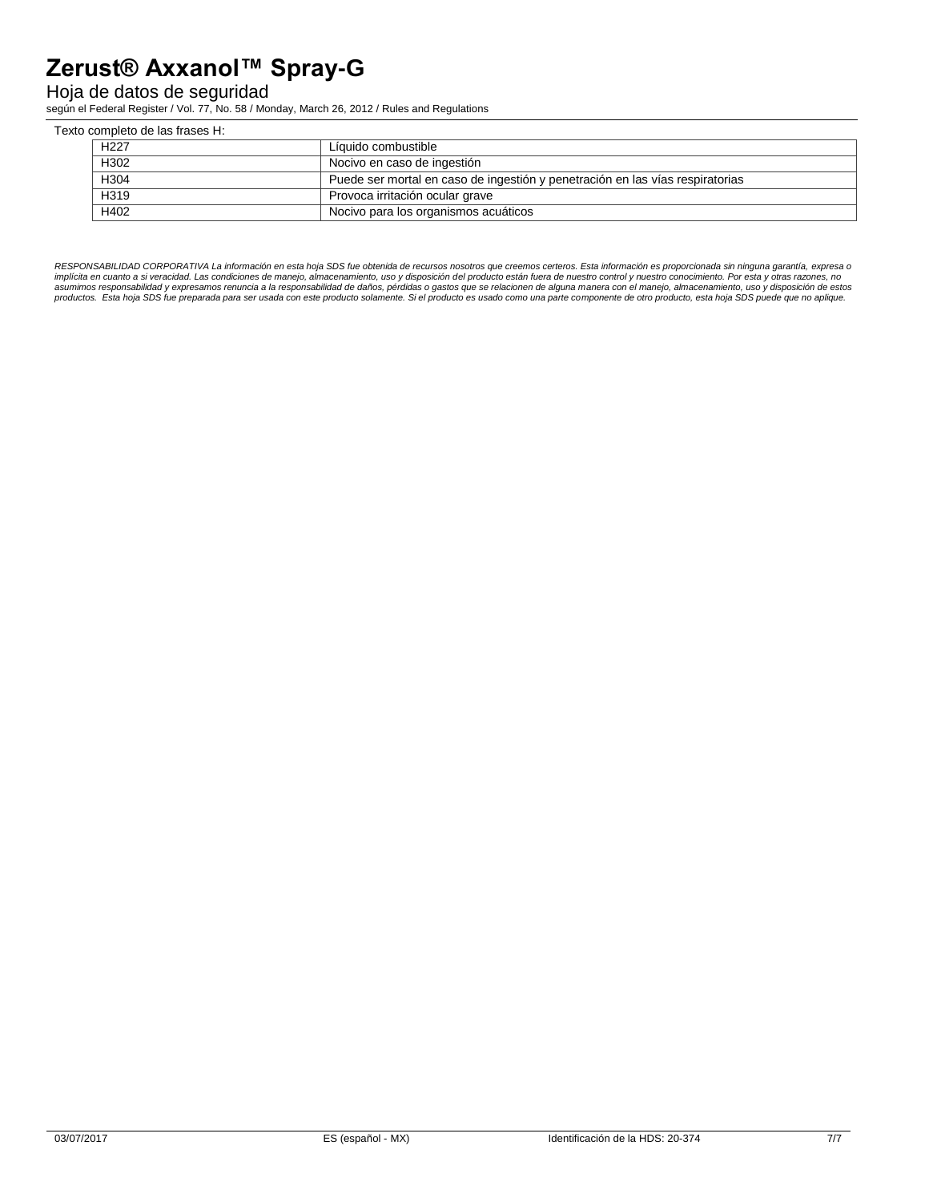Texto completo de las frases H:

| | |
|---|---|
| H227 | Líquido combustible |
| H302 | Nocivo en caso de ingestión |
| H304 | Puede ser mortal en caso de ingestión y penetración en las vías respiratorias |
| H319 | Provoca irritación ocular grave |
| H402 | Nocivo para los organismos acuáticos |

*RESPONSABILIDAD CORPORATIVA La información en esta hoja SDS fue obtenida de recursos nosotros que creemos certeros. Esta información es proporcionada sin ninguna garantía, expresa o implícita en cuanto a si veracidad. Las condiciones de manejo, almacenamiento, uso y disposición del producto están fuera de nuestro control y nuestro conocimiento. Por esta y otras razones, no asumimos responsabilidad y expresamos renuncia a la responsabilidad de daños, pérdidas o gastos que se relacionen de alguna manera con el manejo, almacenamiento, uso y disposición de estos productos. Esta hoja SDS fue preparada para ser usada con este producto solamente. Si el producto es usado como una parte componente de otro producto, esta hoja SDS puede que no aplique.*